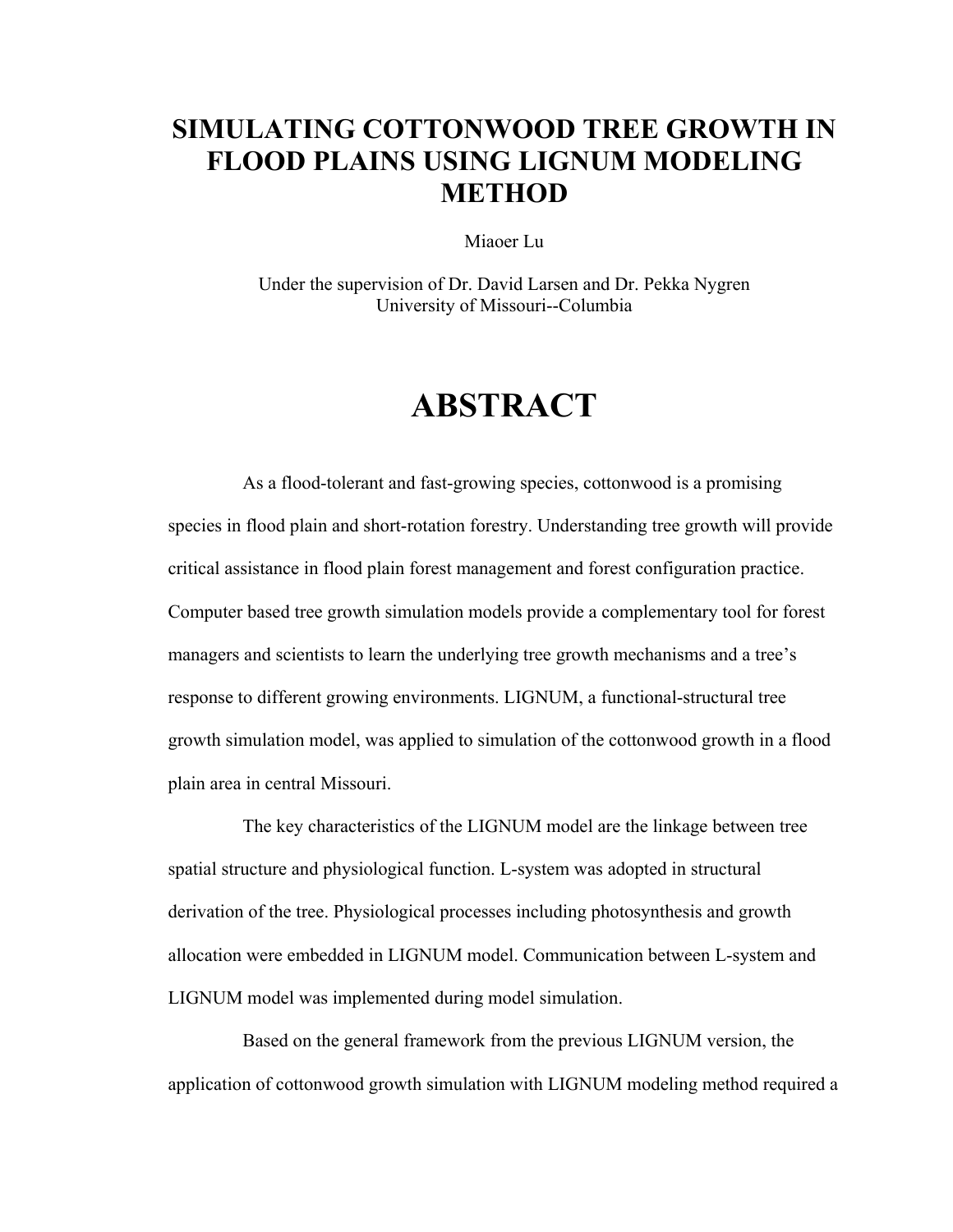# SIMULATING COTTONWOOD TREE GROWTH IN FLOOD PLAINS USING LIGNUM MODELING METHOD

Miaoer Lu

Under the supervision of Dr. David Larsen and Dr. Pekka Nygren
University of Missouri--Columbia

# ABSTRACT

As a flood-tolerant and fast-growing species, cottonwood is a promising species in flood plain and short-rotation forestry. Understanding tree growth will provide critical assistance in flood plain forest management and forest configuration practice. Computer based tree growth simulation models provide a complementary tool for forest managers and scientists to learn the underlying tree growth mechanisms and a tree's response to different growing environments. LIGNUM, a functional-structural tree growth simulation model, was applied to simulation of the cottonwood growth in a flood plain area in central Missouri.

The key characteristics of the LIGNUM model are the linkage between tree spatial structure and physiological function. L-system was adopted in structural derivation of the tree. Physiological processes including photosynthesis and growth allocation were embedded in LIGNUM model. Communication between L-system and LIGNUM model was implemented during model simulation.

Based on the general framework from the previous LIGNUM version, the application of cottonwood growth simulation with LIGNUM modeling method required a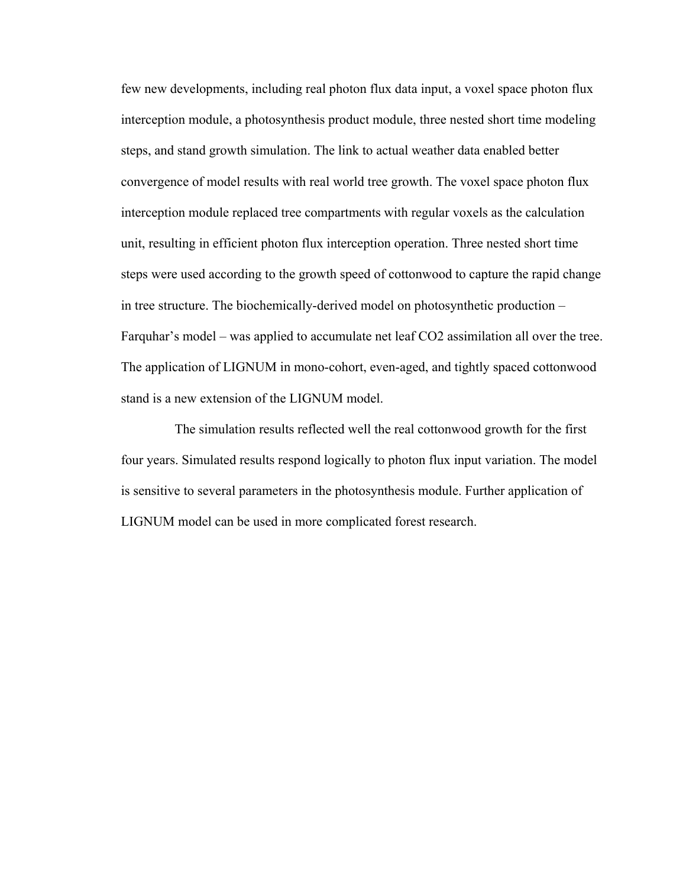few new developments, including real photon flux data input, a voxel space photon flux interception module, a photosynthesis product module, three nested short time modeling steps, and stand growth simulation. The link to actual weather data enabled better convergence of model results with real world tree growth. The voxel space photon flux interception module replaced tree compartments with regular voxels as the calculation unit, resulting in efficient photon flux interception operation. Three nested short time steps were used according to the growth speed of cottonwood to capture the rapid change in tree structure. The biochemically-derived model on photosynthetic production – Farquhar's model – was applied to accumulate net leaf $CO_2$ assimilation all over the tree. The application of LIGNUM in mono-cohort, even-aged, and tightly spaced cottonwood stand is a new extension of the LIGNUM model.

The simulation results reflected well the real cottonwood growth for the first four years. Simulated results respond logically to photon flux input variation. The model is sensitive to several parameters in the photosynthesis module. Further application of LIGNUM model can be used in more complicated forest research.